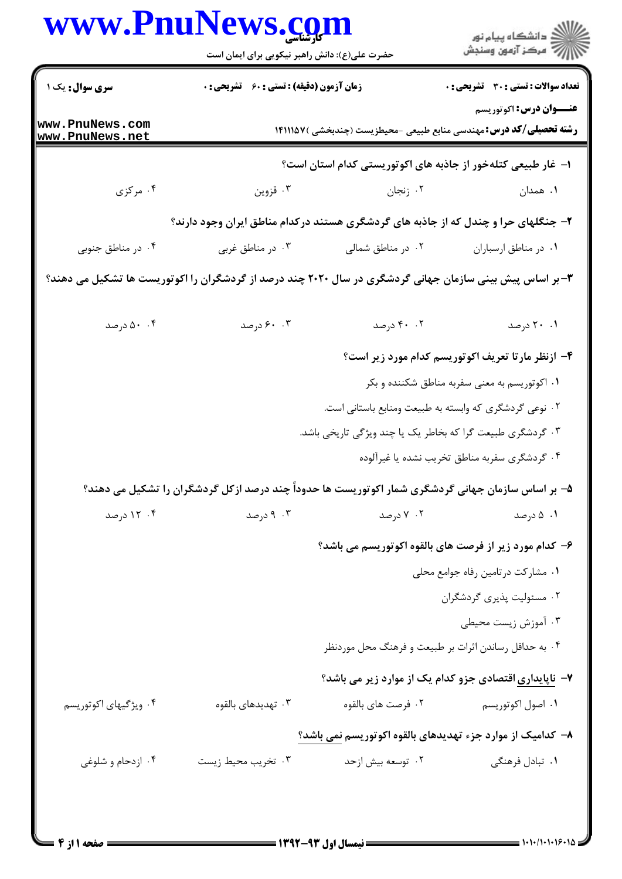**سری سوال:** یک ۱

**زمان آزمون (دقیقه) : تستی : ۶۰ تشریحی : ۰**

**تعداد سوالات : تستی : ۳۰ تشریحی : ۰**

**عنـــوان درس:** اکوتوریسم

**رشته تحصیلی/کد درس:** مهندسی منابع طبیعی -محیطزیست (چندبخشی )۱۴۱۱۱۵۷

۱- غار طبیعی کتله‌خور از جاذبه های اکوتوریستی کدام استان است؟

۱. همدان
۲. زنجان
۳. قزوین
۴. مرکزی

۲- جنگلهای حرا و چندل که از جاذبه های گردشگری هستند درکدام مناطق ایران وجود دارند؟

۱. در مناطق ارسباران
۲. در مناطق شمالی
۳. در مناطق غربی
۴. در مناطق جنوبی

۳-بر اساس پیش بینی سازمان جهانی گردشگری در سال ۲۰۲۰ چند درصد از گردشگران را اکوتوریست ها تشکیل می دهند؟

۱. ۲۰ درصد
۲. ۴۰ درصد
۳. ۶۰ درصد
۴. ۵۰ درصد

۴- ازنظر مارتا تعریف اکوتوریسم کدام مورد زیر است؟

۱. اکوتوریسم به معنی سفربه مناطق شکننده و بکر
۲. نوعی گردشگری که وابسته به طبیعت ومنابع باستانی است.
۳. گردشگری طبیعت گرا که بخاطر یک یا چند ویژگی تاریخی باشد.
۴. گردشگری سفربه مناطق تخریب نشده یا غیرآلوده

۵- بر اساس سازمان جهانی گردشگری شمار اکوتوریست ها حدوداً چند درصد ازکل گردشگران را تشکیل می دهند؟

۱. ۵ درصد
۲. ۷ درصد
۳. ۹ درصد
۴. ۱۲ درصد

۶- کدام مورد زیر از فرصت های بالقوه اکوتوریسم می باشد؟

۱. مشارکت درتامین رفاه جوامع محلی
۲. مسئولیت پذیری گردشگران
۳. آموزش زیست محیطی
۴. به حداقل رساندن اثرات بر طبیعت و فرهنگ محل موردنظر

۷- ناپایداری اقتصادی جزو کدام یک از موارد زیر می باشد؟

۱. اصول اکوتوریسم
۲. فرصت های بالقوه
۳. تهدیدهای بالقوه
۴. ویژگیهای اکوتوریسم

۸- کدامیک از موارد جزء تهدیدهای بالقوه اکوتوریسم نمی باشد؟

۱. تبادل فرهنگی
۲. توسعه بیش ازحد
۳. تخریب محیط زیست
۴. ازدحام و شلوغی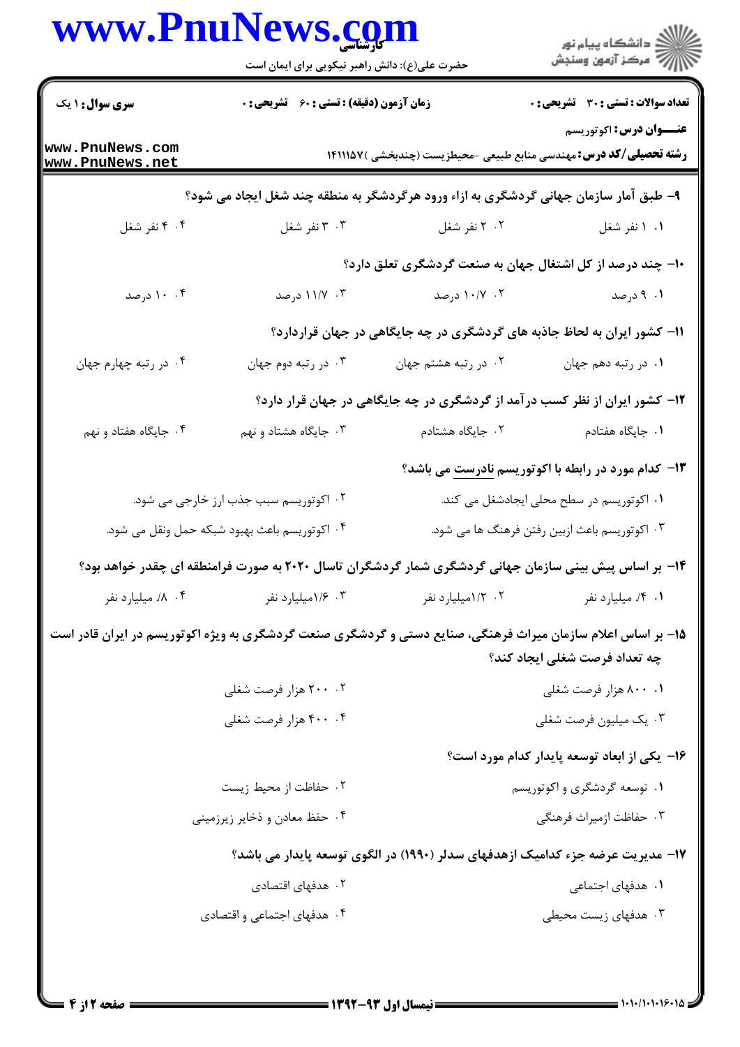**سری سوال:** ۱ یک | **زمان آزمون (دقیقه) : تستی :** ۶۰ **تشریحی :** ۰ | **تعداد سوالات : تستی :** ۳۰ **تشریحی :** ۰

**عنـــوان درس:** اکوتوریسم

**رشته تحصیلی/کد درس:** مهندسی منابع طبیعی -محیطزیست (چندبخشی )۱۴۱۱۱۵۷

۹- طبق آمار سازمان جهانی گردشگری به ازاء ورود هرگردشگر به منطقه چند شغل ایجاد می شود؟

۱. ۱ نفر شغل
۲. ۲ نفر شغل
۳. ۳ نفر شغل
۴. ۴ نفر شغل

۱۰- چند درصد از کل اشتغال جهان به صنعت گردشگری تعلق دارد؟

۱. ۹ درصد
۲. ۱۰/۷ درصد
۳. ۱۱/۷ درصد
۴. ۱۰ درصد

۱۱- کشور ایران به لحاظ جاذبه های گردشگری در چه جایگاهی در جهان قراردارد؟

۱. در رتبه دهم جهان
۲. در رتبه هشتم جهان
۳. در رتبه دوم جهان
۴. در رتبه چهارم جهان

۱۲- کشور ایران از نظر کسب درآمد از گردشگری در چه جایگاهی در جهان قرار دارد؟

۱. جایگاه هفتادم
۲. جایگاه هشتادم
۳. جایگاه هشتاد و نهم
۴. جایگاه هفتاد و نهم

۱۳- کدام مورد در رابطه با اکوتوریسم نادرست می باشد؟

۱. اکوتوریسم در سطح محلی ایجادشغل می کند.
۲. اکوتوریسم سبب جذب ارز خارجی می شود.
۳. اکوتوریسم باعث ازبین رفتن فرهنگ ها می شود.
۴. اکوتوریسم باعث بهبود شبکه حمل ونقل می شود.

۱۴- بر اساس پیش بینی سازمان جهانی گردشگری شمار گردشگران تاسال ۲۰۲۰ به صورت فرامنطقه ای چقدر خواهد بود؟

۱. ۰/۴ میلیارد نفر
۲. ۱/۲میلیارد نفر
۳. ۱/۶میلیارد نفر
۴. ۰/۸ میلیارد نفر

۱۵- بر اساس اعلام سازمان میراث فرهنگی، صنایع دستی و گردشگری صنعت گردشگری به ویژه اکوتوریسم در ایران قادر است چه تعداد فرصت شغلی ایجاد کند؟

۱. ۸۰۰ هزار فرصت شغلی
۲. ۲۰۰ هزار فرصت شغلی
۳. یک میلیون فرصت شغلی
۴. ۴۰۰ هزار فرصت شغلی

۱۶- یکی از ابعاد توسعه پایدار کدام مورد است؟

۱. توسعه گردشگری و اکوتوریسم
۲. حفاظت از محیط زیست
۳. حفاظت ازمیراث فرهنگی
۴. حفظ معادن و ذخایر زیرزمینی

۱۷- مدیریت عرضه جزء کدامیک ازهدفهای سدلر (۱۹۹۰) در الگوی توسعه پایدار می باشد؟

۱. هدفهای اجتماعی
۲. هدفهای اقتصادی
۳. هدفهای زیست محیطی
۴. هدفهای اجتماعی و اقتصادی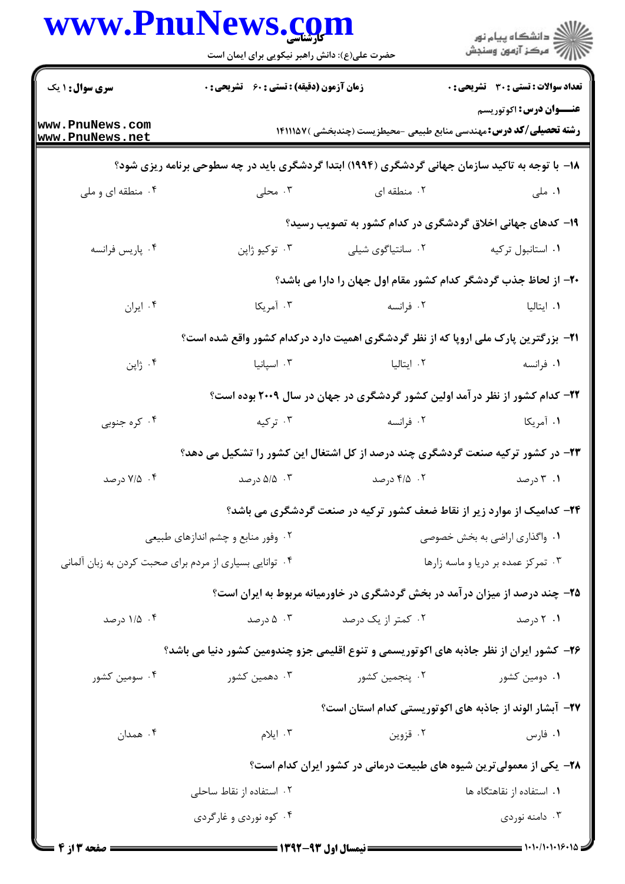**سری سوال:** ۱ یک | **زمان آزمون (دقیقه) : تستی :** ۶۰ **تشریحی :** ۰ | **تعداد سوالات : تستی :** ۳۰ **تشریحی :** ۰

**عنـــوان درس:** اکوتوریسم

**رشته تحصیلی/کد درس:** مهندسی منابع طبیعی -محیطزیست (چندبخشی )۱۴۱۱۱۵۷

۱۸- با توجه به تاکید سازمان جهانی گردشگری (۱۹۹۴) ابتدا گردشگری باید در چه سطوحی برنامه ریزی شود؟

۱. ملی
۲. منطقه ای
۳. محلی
۴. منطقه ای و ملی

۱۹- کدهای جهانی اخلاق گردشگری در کدام کشور به تصویب رسید؟

۱. استانبول ترکیه
۲. سانتیاگوی شیلی
۳. توکیو ژاپن
۴. پاریس فرانسه

۲۰- از لحاظ جذب گردشگر کدام کشور مقام اول جهان را دارا می باشد؟

۱. ایتالیا
۲. فرانسه
۳. آمریکا
۴. ایران

۲۱- بزرگترین پارک ملی اروپا که از نظر گردشگری اهمیت دارد درکدام کشور واقع شده است؟

۱. فرانسه
۲. ایتالیا
۳. اسپانیا
۴. ژاپن

۲۲- کدام کشور از نظر درآمد اولین کشور گردشگری در جهان در سال ۲۰۰۹ بوده است؟

۱. آمریکا
۲. فرانسه
۳. ترکیه
۴. کره جنوبی

۲۳- در کشور ترکیه صنعت گردشگری چند درصد از کل اشتغال این کشور را تشکیل می دهد؟

۱. ۳ درصد
۲. ۴/۵ درصد
۳. ۵/۵ درصد
۴. ۷/۵ درصد

۲۴- کدامیک از موارد زیر از نقاط ضعف کشور ترکیه در صنعت گردشگری می باشد؟

۱. واگذاری اراضی به بخش خصوصی
۲. وفور منابع و چشم اندازهای طبیعی
۳. تمرکز عمده بر دریا و ماسه زارها
۴. توانایی بسیاری از مردم برای صحبت کردن به زبان آلمانی

۲۵- چند درصد از میزان درآمد در بخش گردشگری در خاورمیانه مربوط به ایران است؟

۱. ۲ درصد
۲. کمتر از یک درصد
۳. ۵ درصد
۴. ۱/۵ درصد

۲۶- کشور ایران از نظر جاذبه های اکوتوریسمی و تنوع اقلیمی جزو چندومین کشور دنیا می باشد؟

۱. دومین کشور
۲. پنجمین کشور
۳. دهمین کشور
۴. سومین کشور

۲۷- آبشار الوند از جاذبه های اکوتوریستی کدام استان است؟

۱. فارس
۲. قزوین
۳. ایلام
۴. همدان

۲۸- یکی از معمولی‌ترین شیوه های طبیعت درمانی در کشور ایران کدام است؟

۱. استفاده از نقاهتگاه ها
۲. استفاده از نقاط ساحلی
۳. دامنه نوردی
۴. کوه نوردی و غارگردی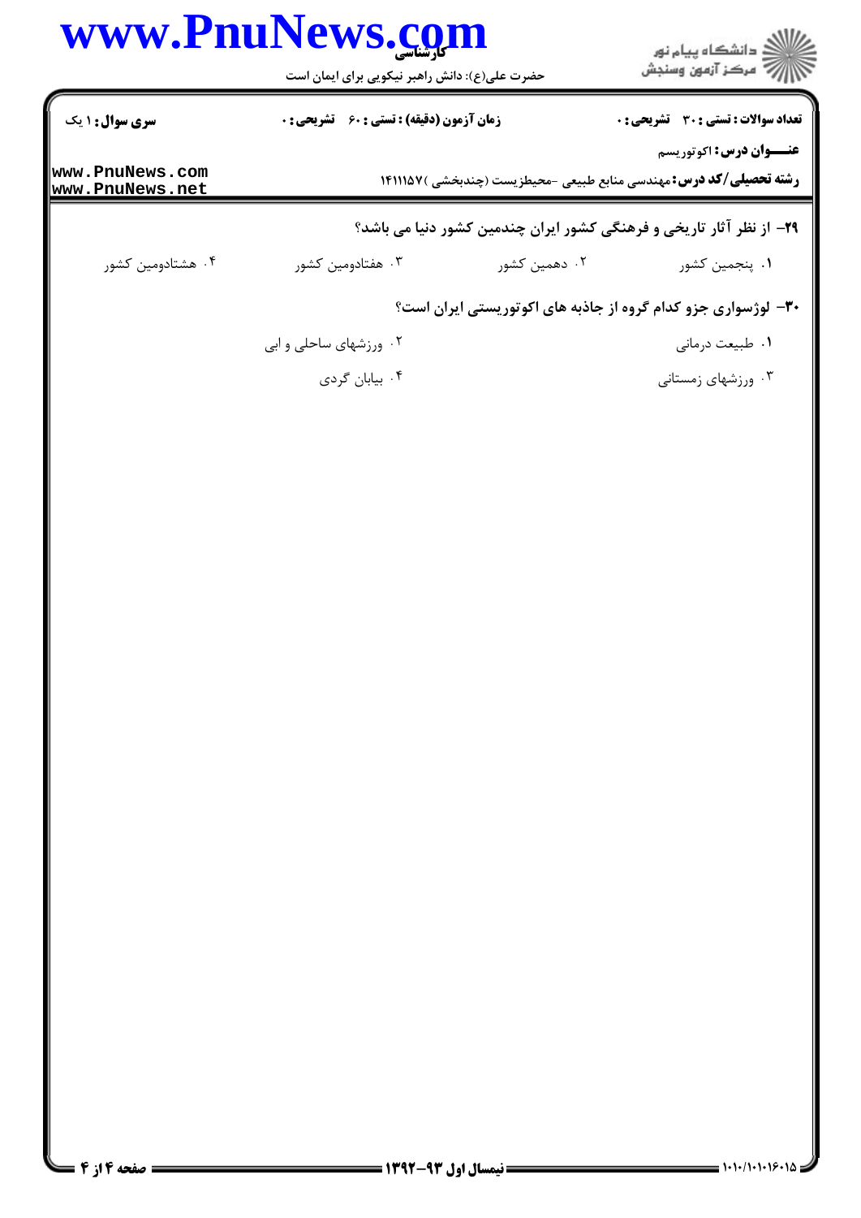**۲۹- از نظر آثار تاریخی و فرهنگی کشور ایران چندمین کشور دنیا می باشد؟**

۱. پنجمین کشور

۲. دهمین کشور

۳. هفتادومین کشور

۴. هشتادومین کشور

**۳۰- لوژسواری جزو کدام گروه از جاذبه های اکوتوریستی ایران است؟**

۱. طبیعت درمانی

۲. ورزشهای ساحلی و ابی

۳. ورزشهای زمستانی

۴. بیابان گردی